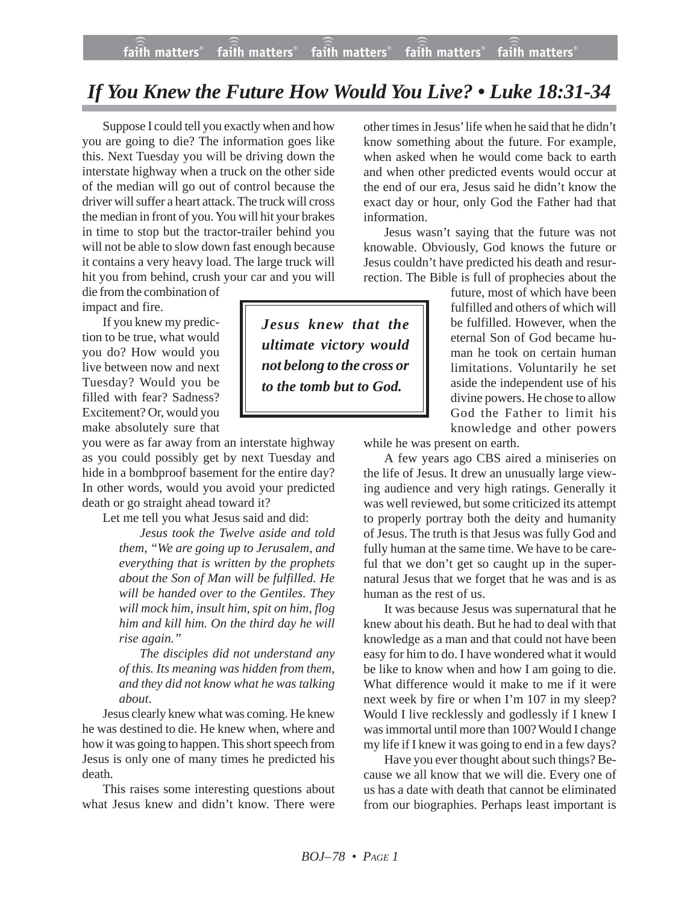# *If You Knew the Future How Would You Live? • Luke 18:31-34*

Suppose I could tell you exactly when and how you are going to die? The information goes like this. Next Tuesday you will be driving down the interstate highway when a truck on the other side of the median will go out of control because the driver will suffer a heart attack. The truck will cross the median in front of you. You will hit your brakes in time to stop but the tractor-trailer behind you will not be able to slow down fast enough because it contains a very heavy load. The large truck will hit you from behind, crush your car and you will die from the combination of impact and fire.

If you knew my prediction to be true, what would you do? How would you live between now and next Tuesday? Would you be filled with fear? Sadness? Excitement? Or, would you make absolutely sure that you were as far away from an interstate highway as you could possibly get by next Tuesday and hide in a bombproof basement for the entire day? In other words, would you avoid your predicted death or go straight ahead toward it?

Let me tell you what Jesus said and did:

> *Jesus took the Twelve aside and told them, "We are going up to Jerusalem, and everything that is written by the prophets about the Son of Man will be fulfilled. He will be handed over to the Gentiles. They will mock him, insult him, spit on him, flog him and kill him. On the third day he will rise again."*
>
> *The disciples did not understand any of this. Its meaning was hidden from them, and they did not know what he was talking about.*

Jesus clearly knew what was coming. He knew he was destined to die. He knew when, where and how it was going to happen. This short speech from Jesus is only one of many times he predicted his death.

This raises some interesting questions about what Jesus knew and didn't know. There were other times in Jesus' life when he said that he didn't know something about the future. For example, when asked when he would come back to earth and when other predicted events would occur at the end of our era, Jesus said he didn't know the exact day or hour, only God the Father had that information.

Jesus wasn't saying that the future was not knowable. Obviously, God knows the future or Jesus couldn't have predicted his death and resurrection. The Bible is full of prophecies about the future, most of which have been fulfilled and others of which will be fulfilled. However, when the eternal Son of God became human he took on certain human limitations. Voluntarily he set aside the independent use of his divine powers. He chose to allow God the Father to limit his knowledge and other powers while he was present on earth.

> ***Jesus knew that the ultimate victory would not belong to the cross or to the tomb but to God.***

A few years ago CBS aired a miniseries on the life of Jesus. It drew an unusually large viewing audience and very high ratings. Generally it was well reviewed, but some criticized its attempt to properly portray both the deity and humanity of Jesus. The truth is that Jesus was fully God and fully human at the same time. We have to be careful that we don't get so caught up in the supernatural Jesus that we forget that he was and is as human as the rest of us.

It was because Jesus was supernatural that he knew about his death. But he had to deal with that knowledge as a man and that could not have been easy for him to do. I have wondered what it would be like to know when and how I am going to die. What difference would it make to me if it were next week by fire or when I'm 107 in my sleep? Would I live recklessly and godlessly if I knew I was immortal until more than 100? Would I change my life if I knew it was going to end in a few days?

Have you ever thought about such things? Because we all know that we will die. Every one of us has a date with death that cannot be eliminated from our biographies. Perhaps least important is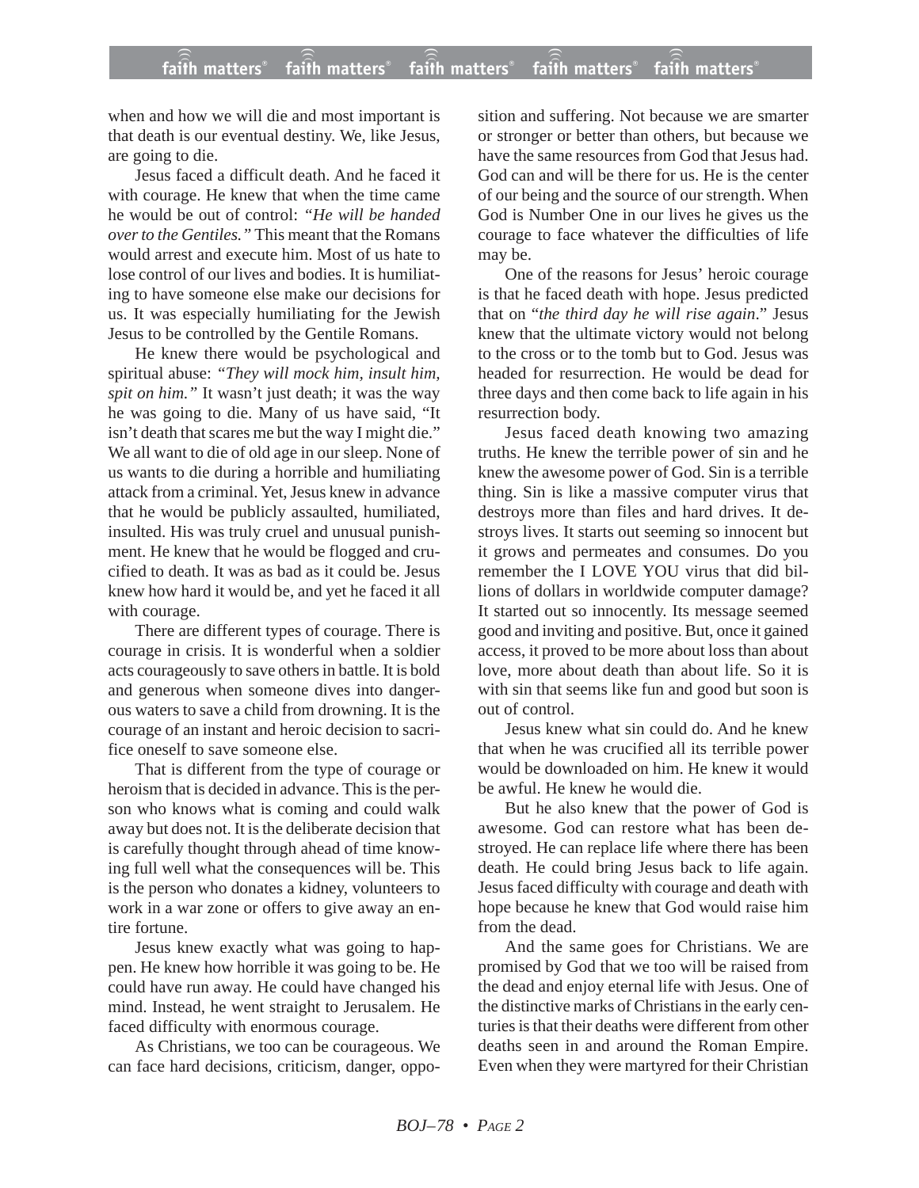when and how we will die and most important is that death is our eventual destiny. We, like Jesus, are going to die.

Jesus faced a difficult death. And he faced it with courage. He knew that when the time came he would be out of control: *"He will be handed over to the Gentiles."* This meant that the Romans would arrest and execute him. Most of us hate to lose control of our lives and bodies. It is humiliating to have someone else make our decisions for us. It was especially humiliating for the Jewish Jesus to be controlled by the Gentile Romans.

He knew there would be psychological and spiritual abuse: *"They will mock him, insult him, spit on him."* It wasn't just death; it was the way he was going to die. Many of us have said, "It isn't death that scares me but the way I might die." We all want to die of old age in our sleep. None of us wants to die during a horrible and humiliating attack from a criminal. Yet, Jesus knew in advance that he would be publicly assaulted, humiliated, insulted. His was truly cruel and unusual punishment. He knew that he would be flogged and crucified to death. It was as bad as it could be. Jesus knew how hard it would be, and yet he faced it all with courage.

There are different types of courage. There is courage in crisis. It is wonderful when a soldier acts courageously to save others in battle. It is bold and generous when someone dives into dangerous waters to save a child from drowning. It is the courage of an instant and heroic decision to sacrifice oneself to save someone else.

That is different from the type of courage or heroism that is decided in advance. This is the person who knows what is coming and could walk away but does not. It is the deliberate decision that is carefully thought through ahead of time knowing full well what the consequences will be. This is the person who donates a kidney, volunteers to work in a war zone or offers to give away an entire fortune.

Jesus knew exactly what was going to happen. He knew how horrible it was going to be. He could have run away. He could have changed his mind. Instead, he went straight to Jerusalem. He faced difficulty with enormous courage.

As Christians, we too can be courageous. We can face hard decisions, criticism, danger, opposition and suffering. Not because we are smarter or stronger or better than others, but because we have the same resources from God that Jesus had. God can and will be there for us. He is the center of our being and the source of our strength. When God is Number One in our lives he gives us the courage to face whatever the difficulties of life may be.

One of the reasons for Jesus' heroic courage is that he faced death with hope. Jesus predicted that on "*the third day he will rise again*." Jesus knew that the ultimate victory would not belong to the cross or to the tomb but to God. Jesus was headed for resurrection. He would be dead for three days and then come back to life again in his resurrection body.

Jesus faced death knowing two amazing truths. He knew the terrible power of sin and he knew the awesome power of God. Sin is a terrible thing. Sin is like a massive computer virus that destroys more than files and hard drives. It destroys lives. It starts out seeming so innocent but it grows and permeates and consumes. Do you remember the I LOVE YOU virus that did billions of dollars in worldwide computer damage? It started out so innocently. Its message seemed good and inviting and positive. But, once it gained access, it proved to be more about loss than about love, more about death than about life. So it is with sin that seems like fun and good but soon is out of control.

Jesus knew what sin could do. And he knew that when he was crucified all its terrible power would be downloaded on him. He knew it would be awful. He knew he would die.

But he also knew that the power of God is awesome. God can restore what has been destroyed. He can replace life where there has been death. He could bring Jesus back to life again. Jesus faced difficulty with courage and death with hope because he knew that God would raise him from the dead.

And the same goes for Christians. We are promised by God that we too will be raised from the dead and enjoy eternal life with Jesus. One of the distinctive marks of Christians in the early centuries is that their deaths were different from other deaths seen in and around the Roman Empire. Even when they were martyred for their Christian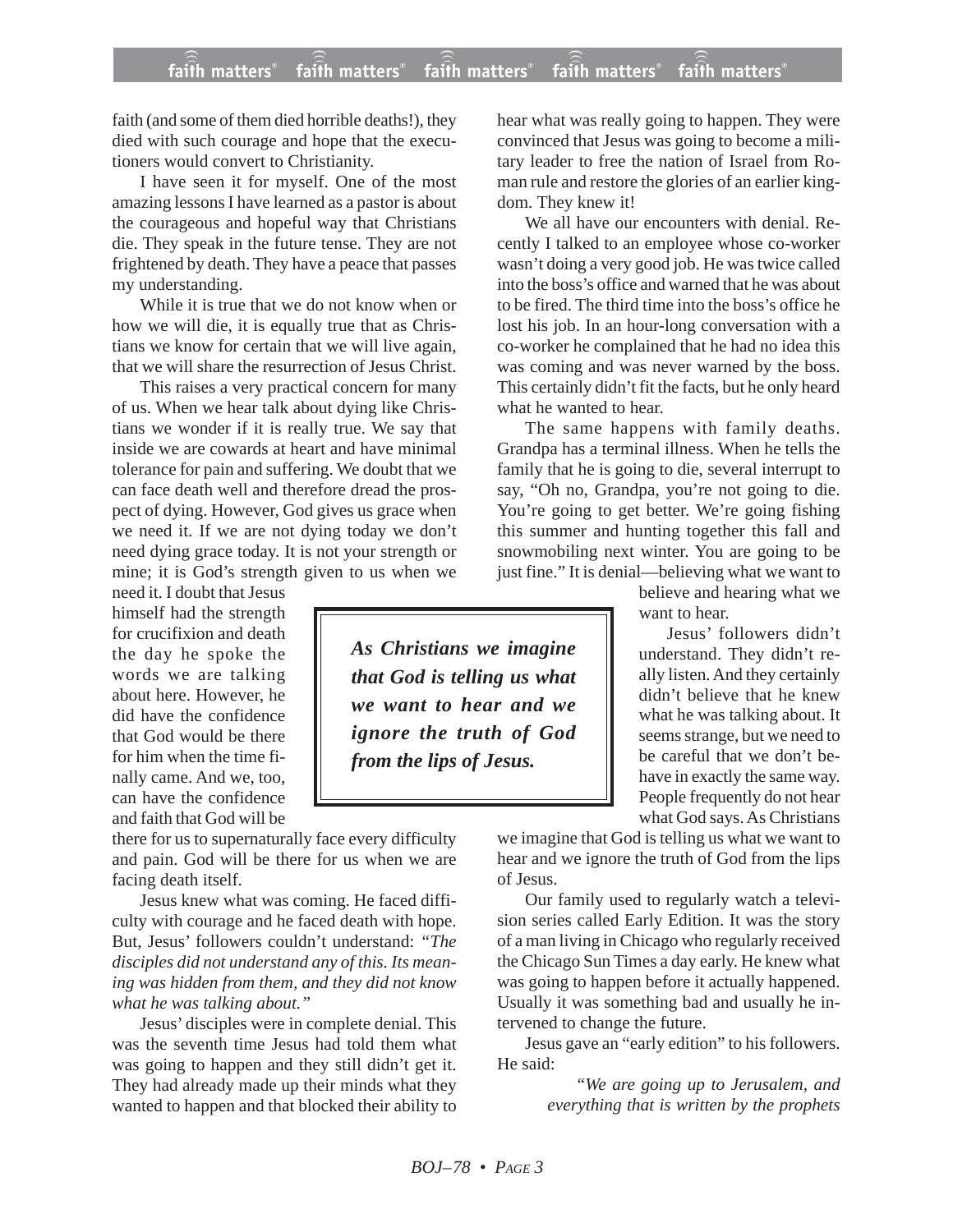faith (and some of them died horrible deaths!), they died with such courage and hope that the executioners would convert to Christianity.

I have seen it for myself. One of the most amazing lessons I have learned as a pastor is about the courageous and hopeful way that Christians die. They speak in the future tense. They are not frightened by death. They have a peace that passes my understanding.

While it is true that we do not know when or how we will die, it is equally true that as Christians we know for certain that we will live again, that we will share the resurrection of Jesus Christ.

This raises a very practical concern for many of us. When we hear talk about dying like Christians we wonder if it is really true. We say that inside we are cowards at heart and have minimal tolerance for pain and suffering. We doubt that we can face death well and therefore dread the prospect of dying. However, God gives us grace when we need it. If we are not dying today we don't need dying grace today. It is not your strength or mine; it is God's strength given to us when we need it. I doubt that Jesus himself had the strength for crucifixion and death the day he spoke the words we are talking about here. However, he did have the confidence that God would be there for him when the time finally came. And we, too, can have the confidence and faith that God will be there for us to supernaturally face every difficulty and pain. God will be there for us when we are facing death itself.

Jesus knew what was coming. He faced difficulty with courage and he faced death with hope. But, Jesus' followers couldn't understand: *"The disciples did not understand any of this. Its meaning was hidden from them, and they did not know what he was talking about."*

Jesus' disciples were in complete denial. This was the seventh time Jesus had told them what was going to happen and they still didn't get it. They had already made up their minds what they wanted to happen and that blocked their ability to hear what was really going to happen. They were convinced that Jesus was going to become a military leader to free the nation of Israel from Roman rule and restore the glories of an earlier kingdom. They knew it!

We all have our encounters with denial. Recently I talked to an employee whose co-worker wasn't doing a very good job. He was twice called into the boss's office and warned that he was about to be fired. The third time into the boss's office he lost his job. In an hour-long conversation with a co-worker he complained that he had no idea this was coming and was never warned by the boss. This certainly didn't fit the facts, but he only heard what he wanted to hear.

The same happens with family deaths. Grandpa has a terminal illness. When he tells the family that he is going to die, several interrupt to say, "Oh no, Grandpa, you're not going to die. You're going to get better. We're going fishing this summer and hunting together this fall and snowmobiling next winter. You are going to be just fine." It is denial—believing what we want to believe and hearing what we want to hear.

> ***As Christians we imagine that God is telling us what we want to hear and we ignore the truth of God from the lips of Jesus.***

Jesus' followers didn't understand. They didn't really listen. And they certainly didn't believe that he knew what he was talking about. It seems strange, but we need to be careful that we don't behave in exactly the same way. People frequently do not hear what God says. As Christians we imagine that God is telling us what we want to hear and we ignore the truth of God from the lips of Jesus.

Our family used to regularly watch a television series called Early Edition. It was the story of a man living in Chicago who regularly received the Chicago Sun Times a day early. He knew what was going to happen before it actually happened. Usually it was something bad and usually he intervened to change the future.

Jesus gave an "early edition" to his followers. He said:

> *"We are going up to Jerusalem, and everything that is written by the prophets*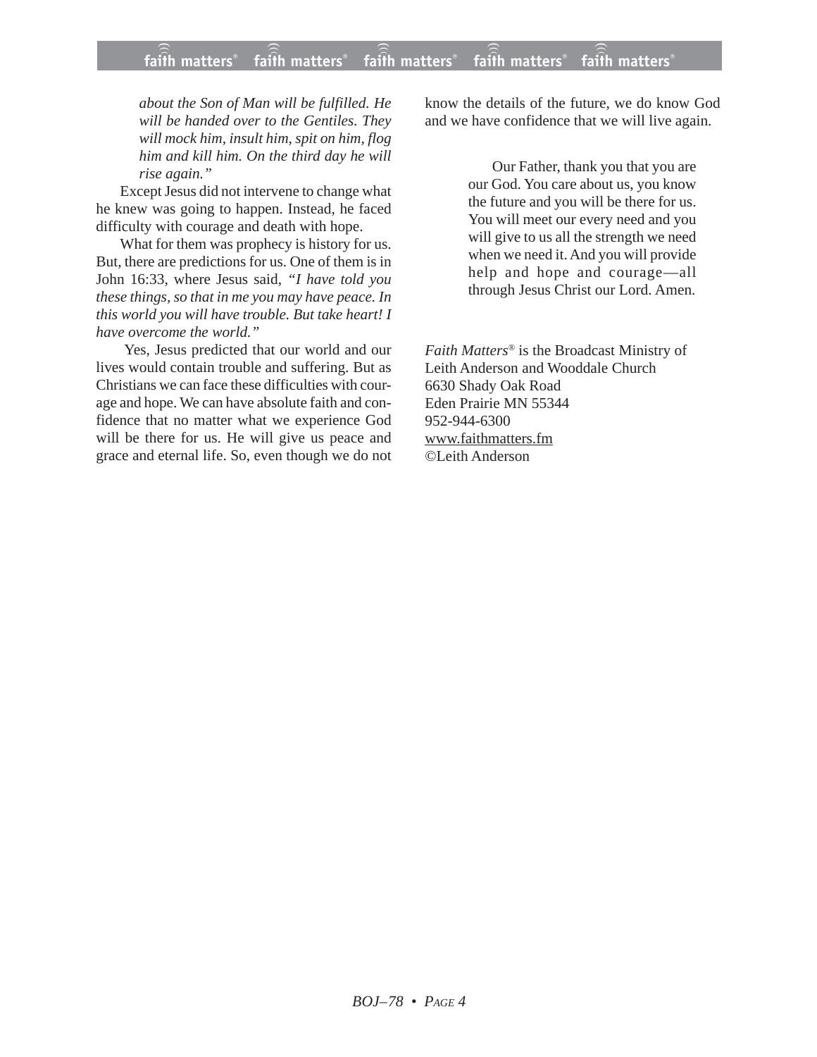*about the Son of Man will be fulfilled. He will be handed over to the Gentiles. They will mock him, insult him, spit on him, flog him and kill him. On the third day he will rise again."*

Except Jesus did not intervene to change what he knew was going to happen. Instead, he faced difficulty with courage and death with hope.

What for them was prophecy is history for us. But, there are predictions for us. One of them is in John 16:33, where Jesus said, *"I have told you these things, so that in me you may have peace. In this world you will have trouble. But take heart! I have overcome the world."*

Yes, Jesus predicted that our world and our lives would contain trouble and suffering. But as Christians we can face these difficulties with courage and hope. We can have absolute faith and confidence that no matter what we experience God will be there for us. He will give us peace and grace and eternal life. So, even though we do not know the details of the future, we do know God and we have confidence that we will live again.

> Our Father, thank you that you are our God. You care about us, you know the future and you will be there for us. You will meet our every need and you will give to us all the strength we need when we need it. And you will provide help and hope and courage—all through Jesus Christ our Lord. Amen.

*Faith Matters*® is the Broadcast Ministry of
Leith Anderson and Wooddale Church
6630 Shady Oak Road
Eden Prairie MN 55344
952-944-6300
www.faithmatters.fm
©Leith Anderson